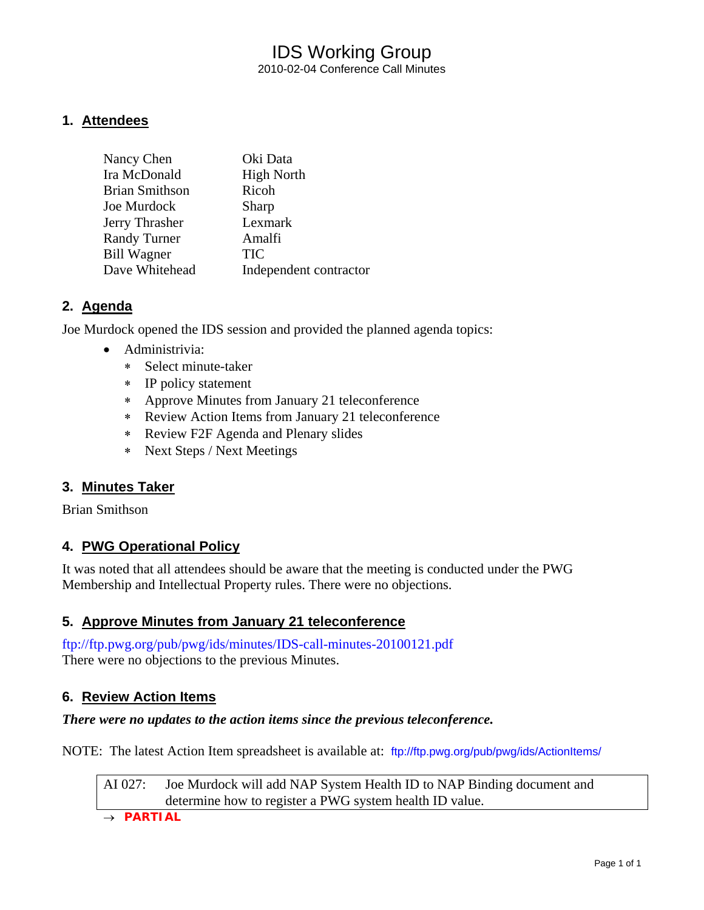# IDS Working Group

2010-02-04 Conference Call Minutes

## 1. Attendees

| | |
|---|---|
| Nancy Chen | Oki Data |
| Ira McDonald | High North |
| Brian Smithson | Ricoh |
| Joe Murdock | Sharp |
| Jerry Thrasher | Lexmark |
| Randy Turner | Amalfi |
| Bill Wagner | TIC |
| Dave Whitehead | Independent contractor |

## 2. Agenda

Joe Murdock opened the IDS session and provided the planned agenda topics:

- Administrivia:
  - Select minute-taker
  - IP policy statement
  - Approve Minutes from January 21 teleconference
  - Review Action Items from January 21 teleconference
  - Review F2F Agenda and Plenary slides
  - Next Steps / Next Meetings

## 3. Minutes Taker

Brian Smithson

## 4. PWG Operational Policy

It was noted that all attendees should be aware that the meeting is conducted under the PWG Membership and Intellectual Property rules. There were no objections.

## 5. Approve Minutes from January 21 teleconference

ftp://ftp.pwg.org/pub/pwg/ids/minutes/IDS-call-minutes-20100121.pdf
There were no objections to the previous Minutes.

## 6. Review Action Items

***There were no updates to the action items since the previous teleconference.***

NOTE: The latest Action Item spreadsheet is available at: ftp://ftp.pwg.org/pub/pwg/ids/ActionItems/

| AI 027: | Joe Murdock will add NAP System Health ID to NAP Binding document and determine how to register a PWG system health ID value. |
|---|---|

→ **PARTIAL**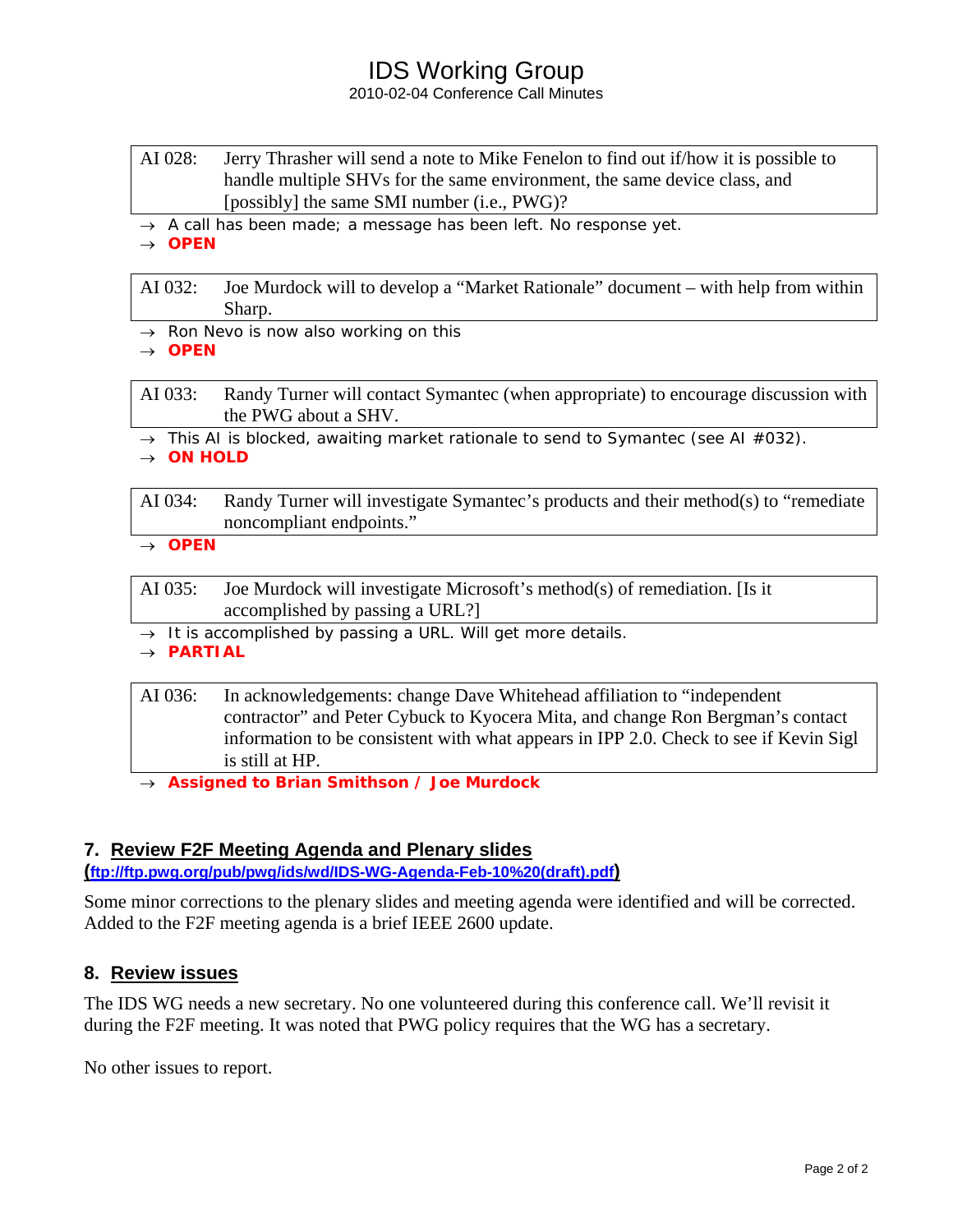| | |
|---|---|
| AI 028: | Jerry Thrasher will send a note to Mike Fenelon to find out if/how it is possible to handle multiple SHVs for the same environment, the same device class, and [possibly] the same SMI number (i.e., PWG)? |

- → A call has been made; a message has been left. No response yet.
- → **OPEN**

| | |
|---|---|
| AI 032: | Joe Murdock will to develop a "Market Rationale" document – with help from within Sharp. |

- → Ron Nevo is now also working on this
- → **OPEN**

| | |
|---|---|
| AI 033: | Randy Turner will contact Symantec (when appropriate) to encourage discussion with the PWG about a SHV. |

- → This AI is blocked, awaiting market rationale to send to Symantec (see AI #032).
- → **ON HOLD**

| | |
|---|---|
| AI 034: | Randy Turner will investigate Symantec's products and their method(s) to "remediate noncompliant endpoints." |

- → **OPEN**

| | |
|---|---|
| AI 035: | Joe Murdock will investigate Microsoft's method(s) of remediation. [Is it accomplished by passing a URL?] |

- → It is accomplished by passing a URL. Will get more details.
- → **PARTIAL**

| | |
|---|---|
| AI 036: | In acknowledgements: change Dave Whitehead affiliation to "independent contractor" and Peter Cybuck to Kyocera Mita, and change Ron Bergman's contact information to be consistent with what appears in IPP 2.0. Check to see if Kevin Sigl is still at HP. |

- → **Assigned to Brian Smithson / Joe Murdock**

## 7. Review F2F Meeting Agenda and Plenary slides

(ftp://ftp.pwg.org/pub/pwg/ids/wd/IDS-WG-Agenda-Feb-10%20(draft).pdf)

Some minor corrections to the plenary slides and meeting agenda were identified and will be corrected. Added to the F2F meeting agenda is a brief IEEE 2600 update.

## 8. Review issues

The IDS WG needs a new secretary. No one volunteered during this conference call. We'll revisit it during the F2F meeting. It was noted that PWG policy requires that the WG has a secretary.

No other issues to report.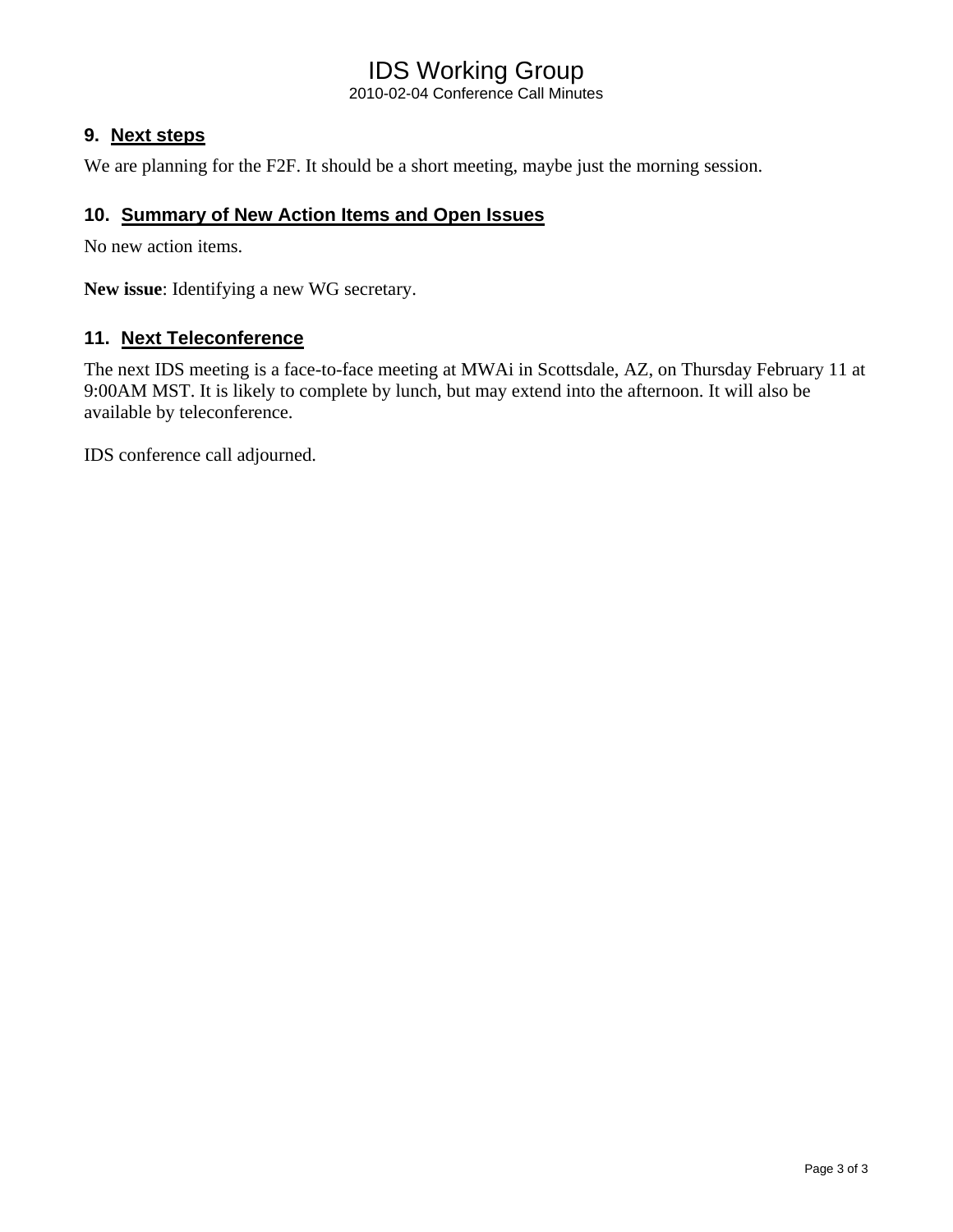## 9. Next steps

We are planning for the F2F. It should be a short meeting, maybe just the morning session.

## 10. Summary of New Action Items and Open Issues

No new action items.

**New issue**: Identifying a new WG secretary.

## 11. Next Teleconference

The next IDS meeting is a face-to-face meeting at MWAi in Scottsdale, AZ, on Thursday February 11 at 9:00AM MST. It is likely to complete by lunch, but may extend into the afternoon. It will also be available by teleconference.

IDS conference call adjourned.